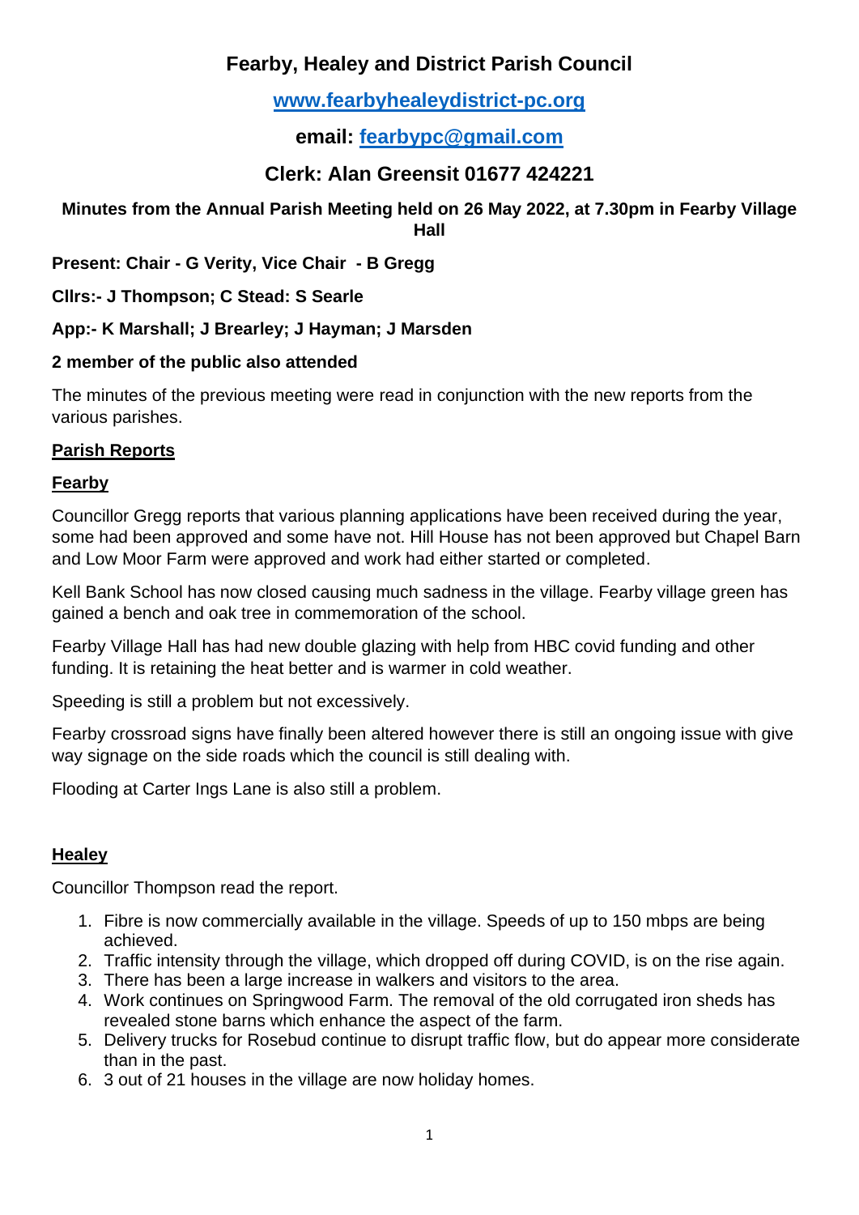# Fearby, Healey and District Parish Council

## [www.fearbyhealeydistrict-pc.org](http://www.fearbyhealeydistrict-pc.org)

## email: [fearbypc@gmail.com](mailto:fearbypc@gmail.com)

## Clerk: Alan Greensit 01677 424221

**Minutes from the Annual Parish Meeting held on 26 May 2022, at 7.30pm in Fearby Village Hall**

**Present: Chair - G Verity, Vice Chair - B Gregg**

**Cllrs:- J Thompson; C Stead: S Searle**

**App:- K Marshall; J Brearley; J Hayman; J Marsden**

**2 member of the public also attended**

The minutes of the previous meeting were read in conjunction with the new reports from the various parishes.

**Parish Reports**

**Fearby**

Councillor Gregg reports that various planning applications have been received during the year, some had been approved and some have not. Hill House has not been approved but Chapel Barn and Low Moor Farm were approved and work had either started or completed.

Kell Bank School has now closed causing much sadness in the village. Fearby village green has gained a bench and oak tree in commemoration of the school.

Fearby Village Hall has had new double glazing with help from HBC covid funding and other funding. It is retaining the heat better and is warmer in cold weather.

Speeding is still a problem but not excessively.

Fearby crossroad signs have finally been altered however there is still an ongoing issue with give way signage on the side roads which the council is still dealing with.

Flooding at Carter Ings Lane is also still a problem.

**Healey**

Councillor Thompson read the report.

1. Fibre is now commercially available in the village. Speeds of up to 150 mbps are being achieved.
2. Traffic intensity through the village, which dropped off during COVID, is on the rise again.
3. There has been a large increase in walkers and visitors to the area.
4. Work continues on Springwood Farm. The removal of the old corrugated iron sheds has revealed stone barns which enhance the aspect of the farm.
5. Delivery trucks for Rosebud continue to disrupt traffic flow, but do appear more considerate than in the past.
6. 3 out of 21 houses in the village are now holiday homes.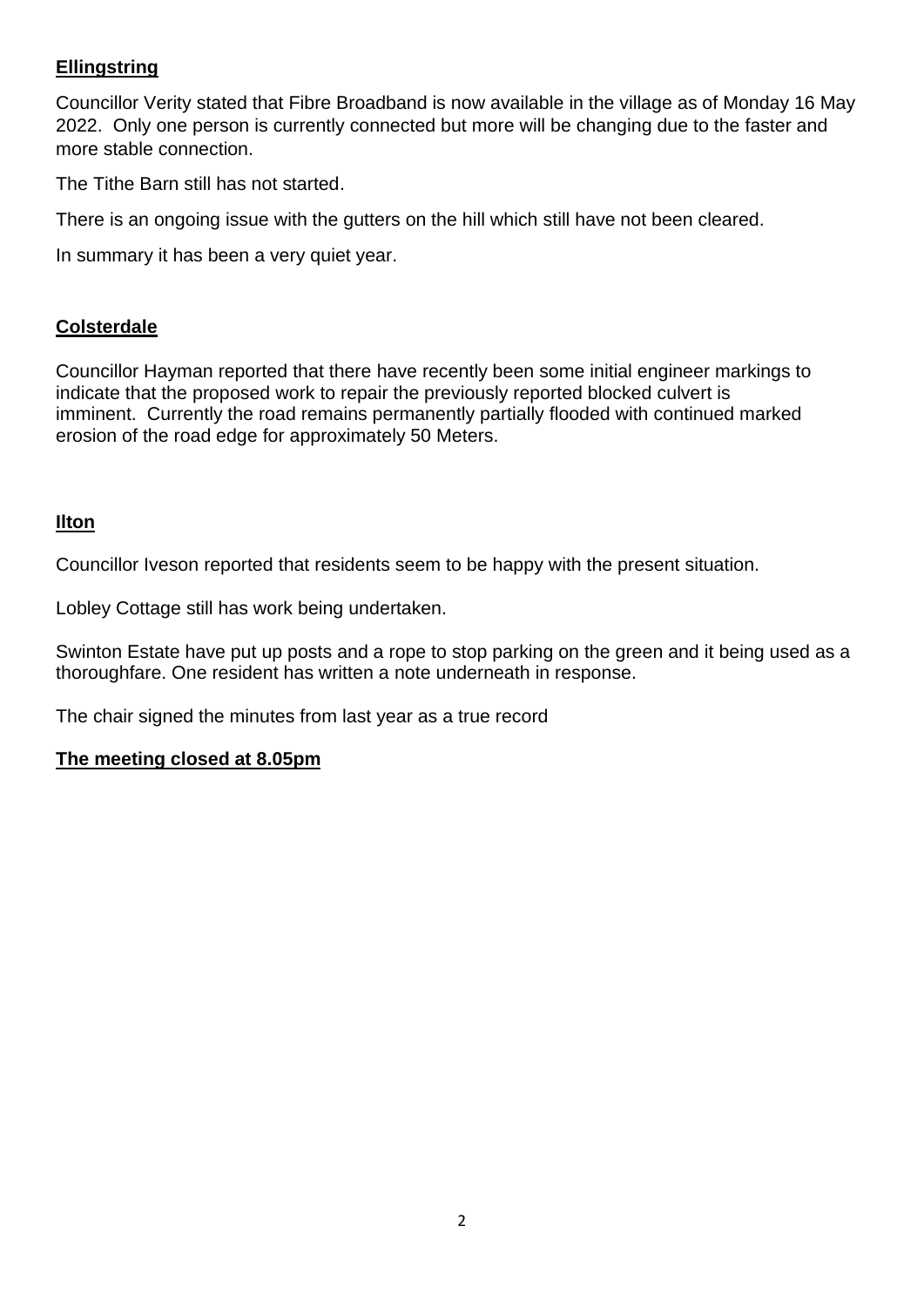**Ellingstring**

Councillor Verity stated that Fibre Broadband is now available in the village as of Monday 16 May 2022. Only one person is currently connected but more will be changing due to the faster and more stable connection.

The Tithe Barn still has not started.

There is an ongoing issue with the gutters on the hill which still have not been cleared.

In summary it has been a very quiet year.

**Colsterdale**

Councillor Hayman reported that there have recently been some initial engineer markings to indicate that the proposed work to repair the previously reported blocked culvert is imminent. Currently the road remains permanently partially flooded with continued marked erosion of the road edge for approximately 50 Meters.

**Ilton**

Councillor Iveson reported that residents seem to be happy with the present situation.

Lobley Cottage still has work being undertaken.

Swinton Estate have put up posts and a rope to stop parking on the green and it being used as a thoroughfare. One resident has written a note underneath in response.

The chair signed the minutes from last year as a true record

**The meeting closed at 8.05pm**